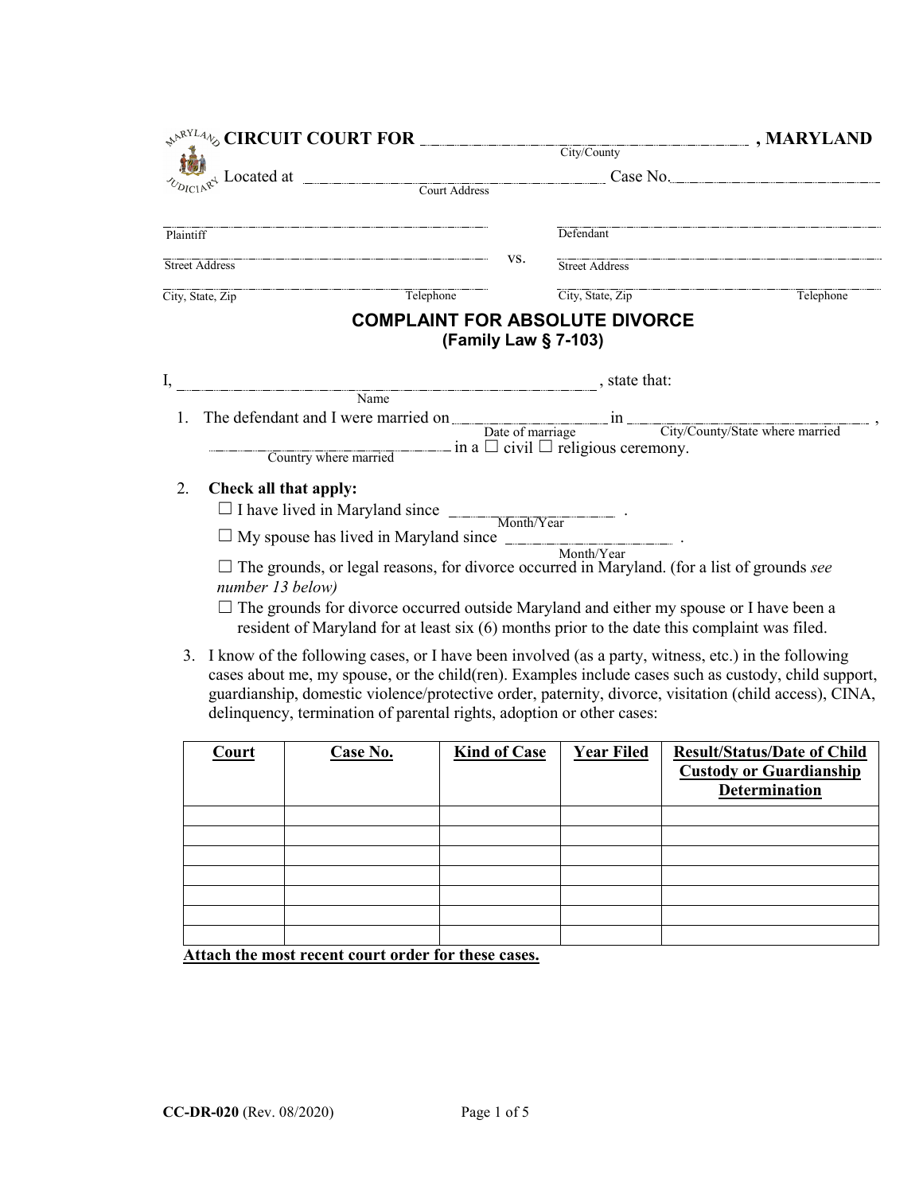**CIRCUIT COURT FOR** ______________________________ **, MARYLAND**
City/County

Located at ______________________________ Case No. ______________
Court Address

| | | |
|---|---|---|
| ______________________________ Plaintiff | vs. | ______________________________ Defendant |
| ______________________________ Street Address | | ______________________________ Street Address |
| ______________________________ City, State, Zip / Telephone | | ______________________________ City, State, Zip / Telephone |

## COMPLAINT FOR ABSOLUTE DIVORCE
### (Family Law § 7-103)

I, ______________________________ , state that:
Name

1. The defendant and I were married on ______________ in ______________________ ,
Date of marriage / City/County/State where married
______________________ in a ☐ civil ☐ religious ceremony.
Country where married

2. **Check all that apply:**
   - ☐ I have lived in Maryland since ______________ .
     Month/Year
   - ☐ My spouse has lived in Maryland since ______________ .
     Month/Year
   - ☐ The grounds, or legal reasons, for divorce occurred in Maryland. (for a list of grounds *see number 13 below)*
   - ☐ The grounds for divorce occurred outside Maryland and either my spouse or I have been a resident of Maryland for at least six (6) months prior to the date this complaint was filed.

3. I know of the following cases, or I have been involved (as a party, witness, etc.) in the following cases about me, my spouse, or the child(ren). Examples include cases such as custody, child support, guardianship, domestic violence/protective order, paternity, divorce, visitation (child access), CINA, delinquency, termination of parental rights, adoption or other cases:

| Court | Case No. | Kind of Case | Year Filed | Result/Status/Date of Child Custody or Guardianship Determination |
|---|---|---|---|---|
| | | | | |
| | | | | |
| | | | | |
| | | | | |
| | | | | |
| | | | | |
| | | | | |

**Attach the most recent court order for these cases.**

**CC-DR-020** (Rev. 08/2020)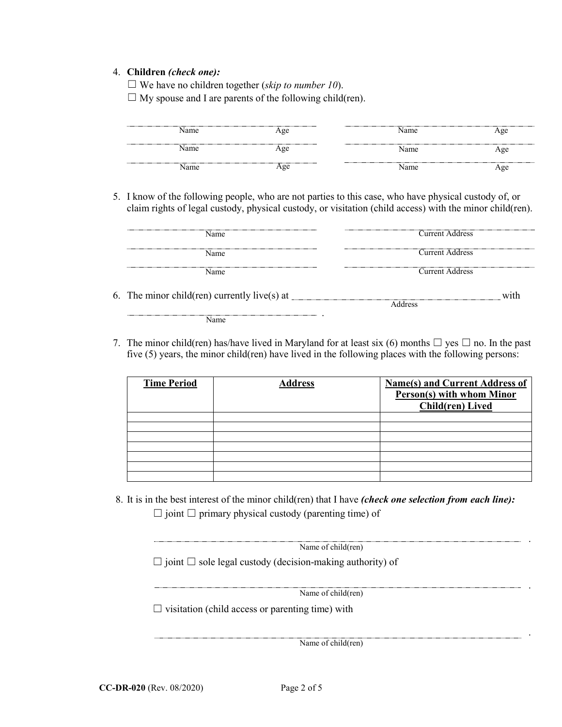4. **Children** ***(check one):***

   ☐ We have no children together (*skip to number 10*).

   ☐ My spouse and I are parents of the following child(ren).

| Name | Age | Name | Age |
|---|---|---|---|
| | | | |
| | | | |
| | | | |

5. I know of the following people, who are not parties to this case, who have physical custody of, or claim rights of legal custody, physical custody, or visitation (child access) with the minor child(ren).

| Name | Current Address |
|---|---|
| | |
| | |
| | |

6. The minor child(ren) currently live(s) at \_\_\_\_\_\_\_\_\_\_\_\_\_\_\_\_\_\_\_\_\_\_\_\_\_\_\_\_ (Address) with \_\_\_\_\_\_\_\_\_\_\_\_\_\_\_\_\_\_\_\_\_\_\_\_ (Name).

7. The minor child(ren) has/have lived in Maryland for at least six (6) months ☐ yes ☐ no. In the past five (5) years, the minor child(ren) have lived in the following places with the following persons:

| Time Period | Address | Name(s) and Current Address of Person(s) with whom Minor Child(ren) Lived |
|---|---|---|
| | | |
| | | |
| | | |
| | | |
| | | |
| | | |
| | | |

8. It is in the best interest of the minor child(ren) that I have ***(check one selection from each line):***

   ☐ joint ☐ primary physical custody (parenting time) of

   \_\_\_\_\_\_\_\_\_\_\_\_\_\_\_\_\_\_\_\_\_\_\_\_\_\_\_\_\_\_\_\_\_\_\_\_\_\_\_\_ .
   Name of child(ren)

   ☐ joint ☐ sole legal custody (decision-making authority) of

   \_\_\_\_\_\_\_\_\_\_\_\_\_\_\_\_\_\_\_\_\_\_\_\_\_\_\_\_\_\_\_\_\_\_\_\_\_\_\_\_ .
   Name of child(ren)

   ☐ visitation (child access or parenting time) with

   \_\_\_\_\_\_\_\_\_\_\_\_\_\_\_\_\_\_\_\_\_\_\_\_\_\_\_\_\_\_\_\_\_\_\_\_\_\_\_\_ .
   Name of child(ren)

**CC-DR-020** (Rev. 08/2020)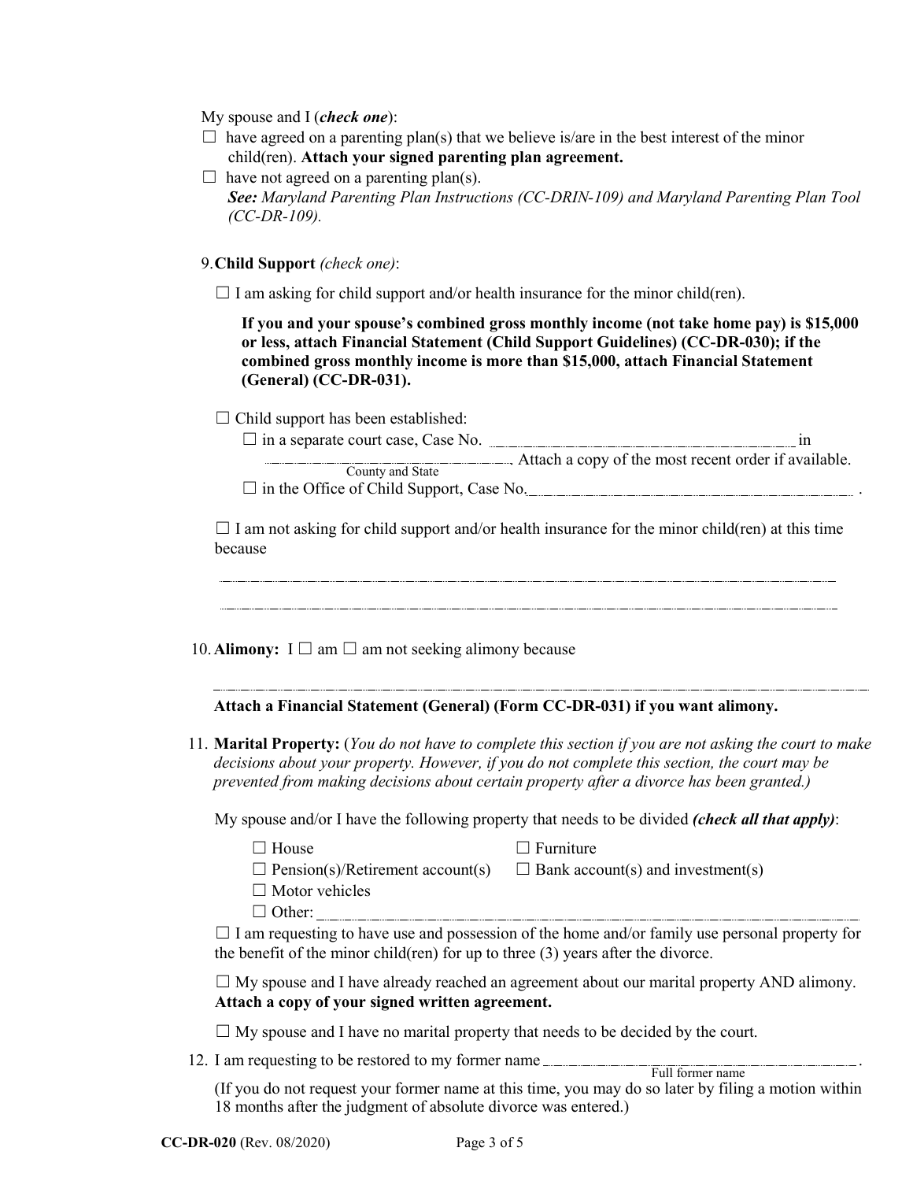My spouse and I (***check one***):

☐ have agreed on a parenting plan(s) that we believe is/are in the best interest of the minor child(ren). **Attach your signed parenting plan agreement.**

☐ have not agreed on a parenting plan(s).
***See:*** *Maryland Parenting Plan Instructions (CC-DRIN-109) and Maryland Parenting Plan Tool (CC-DR-109).*

9. **Child Support** *(check one)*:

☐ I am asking for child support and/or health insurance for the minor child(ren).

**If you and your spouse's combined gross monthly income (not take home pay) is $15,000 or less, attach Financial Statement (Child Support Guidelines) (CC-DR-030); if the combined gross monthly income is more than $15,000, attach Financial Statement (General) (CC-DR-031).**

☐ Child support has been established:

☐ in a separate court case, Case No. ______________________ in ______________________ (County and State). Attach a copy of the most recent order if available.

☐ in the Office of Child Support, Case No.______________________.

☐ I am not asking for child support and/or health insurance for the minor child(ren) at this time because

______________________________________________________________________

______________________________________________________________________

10. **Alimony:** I ☐ am ☐ am not seeking alimony because

______________________________________________________________________

**Attach a Financial Statement (General) (Form CC-DR-031) if you want alimony.**

11. **Marital Property:** (*You do not have to complete this section if you are not asking the court to make decisions about your property. However, if you do not complete this section, the court may be prevented from making decisions about certain property after a divorce has been granted.)*

My spouse and/or I have the following property that needs to be divided ***(check all that apply)***:

☐ House ☐ Furniture

☐ Pension(s)/Retirement account(s) ☐ Bank account(s) and investment(s)

☐ Motor vehicles

☐ Other: ______________________________________________________

☐ I am requesting to have use and possession of the home and/or family use personal property for the benefit of the minor child(ren) for up to three (3) years after the divorce.

☐ My spouse and I have already reached an agreement about our marital property AND alimony. **Attach a copy of your signed written agreement.**

☐ My spouse and I have no marital property that needs to be decided by the court.

12. I am requesting to be restored to my former name ______________________ (Full former name).

(If you do not request your former name at this time, you may do so later by filing a motion within 18 months after the judgment of absolute divorce was entered.)

**CC-DR-020** (Rev. 08/2020)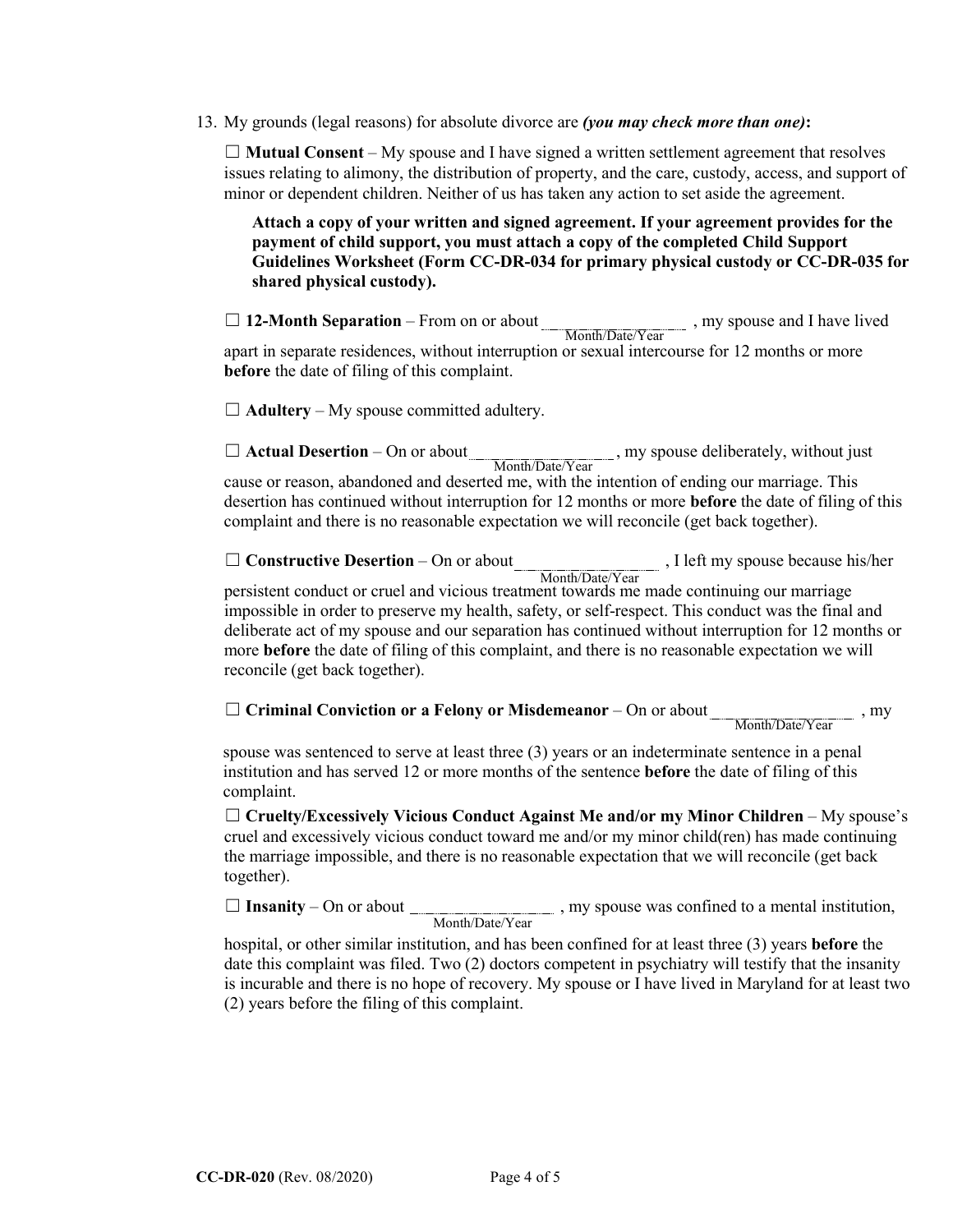13. My grounds (legal reasons) for absolute divorce are ***(you may check more than one)*****:**

☐ **Mutual Consent** – My spouse and I have signed a written settlement agreement that resolves issues relating to alimony, the distribution of property, and the care, custody, access, and support of minor or dependent children. Neither of us has taken any action to set aside the agreement.

**Attach a copy of your written and signed agreement. If your agreement provides for the payment of child support, you must attach a copy of the completed Child Support Guidelines Worksheet (Form CC-DR-034 for primary physical custody or CC-DR-035 for shared physical custody).**

☐ **12-Month Separation** – From on or about ____________ (Month/Date/Year), my spouse and I have lived apart in separate residences, without interruption or sexual intercourse for 12 months or more **before** the date of filing of this complaint.

☐ **Adultery** – My spouse committed adultery.

☐ **Actual Desertion** – On or about ____________ (Month/Date/Year), my spouse deliberately, without just cause or reason, abandoned and deserted me, with the intention of ending our marriage. This desertion has continued without interruption for 12 months or more **before** the date of filing of this complaint and there is no reasonable expectation we will reconcile (get back together).

☐ **Constructive Desertion** – On or about ____________ (Month/Date/Year), I left my spouse because his/her persistent conduct or cruel and vicious treatment towards me made continuing our marriage impossible in order to preserve my health, safety, or self-respect. This conduct was the final and deliberate act of my spouse and our separation has continued without interruption for 12 months or more **before** the date of filing of this complaint, and there is no reasonable expectation we will reconcile (get back together).

☐ **Criminal Conviction or a Felony or Misdemeanor** – On or about ____________ (Month/Date/Year), my spouse was sentenced to serve at least three (3) years or an indeterminate sentence in a penal institution and has served 12 or more months of the sentence **before** the date of filing of this complaint.

☐ **Cruelty/Excessively Vicious Conduct Against Me and/or my Minor Children** – My spouse's cruel and excessively vicious conduct toward me and/or my minor child(ren) has made continuing the marriage impossible, and there is no reasonable expectation that we will reconcile (get back together).

☐ **Insanity** – On or about ____________ (Month/Date/Year), my spouse was confined to a mental institution, hospital, or other similar institution, and has been confined for at least three (3) years **before** the date this complaint was filed. Two (2) doctors competent in psychiatry will testify that the insanity is incurable and there is no hope of recovery. My spouse or I have lived in Maryland for at least two (2) years before the filing of this complaint.

**CC-DR-020** (Rev. 08/2020)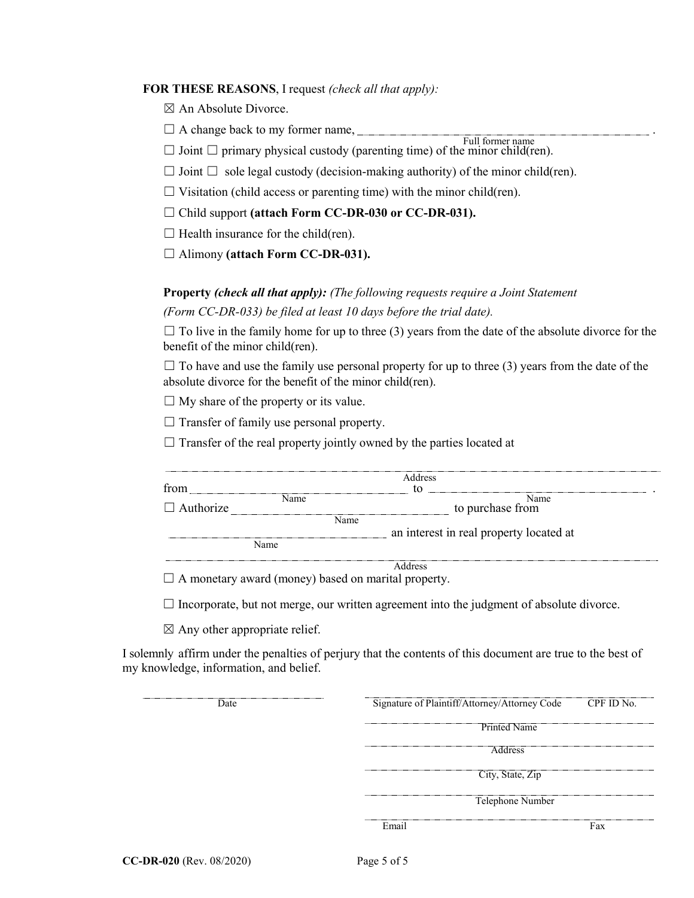**FOR THESE REASONS**, I request *(check all that apply):*

☒ An Absolute Divorce.

☐ A change back to my former name, ______________________________ .
Full former name

☐ Joint ☐ primary physical custody (parenting time) of the minor child(ren).

☐ Joint ☐ sole legal custody (decision-making authority) of the minor child(ren).

☐ Visitation (child access or parenting time) with the minor child(ren).

☐ Child support **(attach Form CC-DR-030 or CC-DR-031).**

☐ Health insurance for the child(ren).

☐ Alimony **(attach Form CC-DR-031).**

**Property** ***(check all that apply):*** *(The following requests require a Joint Statement (Form CC-DR-033) be filed at least 10 days before the trial date).*

☐ To live in the family home for up to three (3) years from the date of the absolute divorce for the benefit of the minor child(ren).

☐ To have and use the family use personal property for up to three (3) years from the date of the absolute divorce for the benefit of the minor child(ren).

☐ My share of the property or its value.

☐ Transfer of family use personal property.

☐ Transfer of the real property jointly owned by the parties located at

______________________________________________________________________
Address

from ______________________ to ______________________ .
Name Name

☐ Authorize ______________________ to purchase from
Name

______________________ an interest in real property located at
Name

______________________________________________________________________
Address

☐ A monetary award (money) based on marital property.

☐ Incorporate, but not merge, our written agreement into the judgment of absolute divorce.

☒ Any other appropriate relief.

I solemnly affirm under the penalties of perjury that the contents of this document are true to the best of my knowledge, information, and belief.

______________________
Date

______________________________________________
Signature of Plaintiff/Attorney/Attorney Code CPF ID No.

______________________________________________
Printed Name

______________________________________________
Address

______________________________________________
City, State, Zip

______________________________________________
Telephone Number

______________________________________________
Email Fax

**CC-DR-020** (Rev. 08/2020)